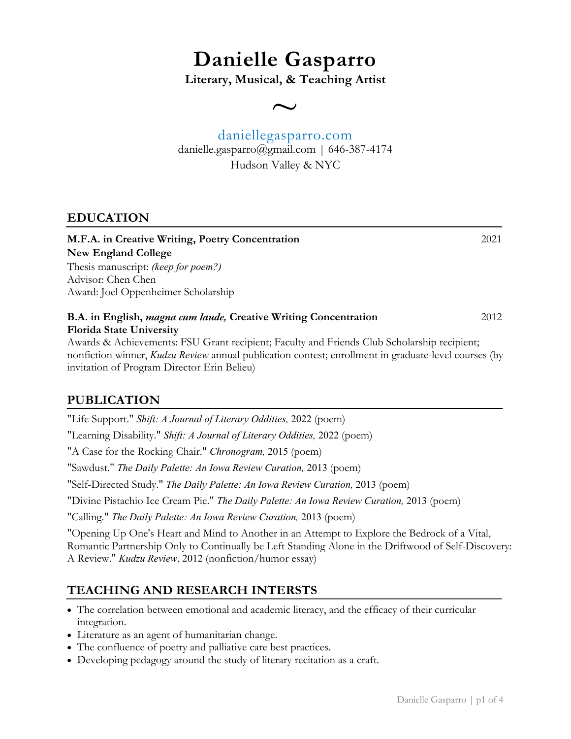# Danielle Gasparro

**Literary, Musical, & Teaching Artist**

~

daniellegasparro.com
danielle.gasparro@gmail.com | 646-387-4174
Hudson Valley & NYC

## EDUCATION

**M.F.A. in Creative Writing, Poetry Concentration** 2021
**New England College**
Thesis manuscript: *(keep for poem?)*
Advisor: Chen Chen
Award: Joel Oppenheimer Scholarship

**B.A. in English, *magna cum laude,* Creative Writing Concentration** 2012
**Florida State University**
Awards & Achievements: FSU Grant recipient; Faculty and Friends Club Scholarship recipient; nonfiction winner, *Kudzu Review* annual publication contest; enrollment in graduate-level courses (by invitation of Program Director Erin Belieu)

## PUBLICATION

"Life Support." *Shift: A Journal of Literary Oddities,* 2022 (poem)

"Learning Disability." *Shift: A Journal of Literary Oddities,* 2022 (poem)

"A Case for the Rocking Chair." *Chronogram,* 2015 (poem)

"Sawdust." *The Daily Palette: An Iowa Review Curation,* 2013 (poem)

"Self-Directed Study." *The Daily Palette: An Iowa Review Curation,* 2013 (poem)

"Divine Pistachio Ice Cream Pie." *The Daily Palette: An Iowa Review Curation,* 2013 (poem)

"Calling." *The Daily Palette: An Iowa Review Curation,* 2013 (poem)

"Opening Up One's Heart and Mind to Another in an Attempt to Explore the Bedrock of a Vital, Romantic Partnership Only to Continually be Left Standing Alone in the Driftwood of Self-Discovery: A Review." *Kudzu Review*, 2012 (nonfiction/humor essay)

## TEACHING AND RESEARCH INTERSTS

- The correlation between emotional and academic literacy, and the efficacy of their curricular integration.
- Literature as an agent of humanitarian change.
- The confluence of poetry and palliative care best practices.
- Developing pedagogy around the study of literary recitation as a craft.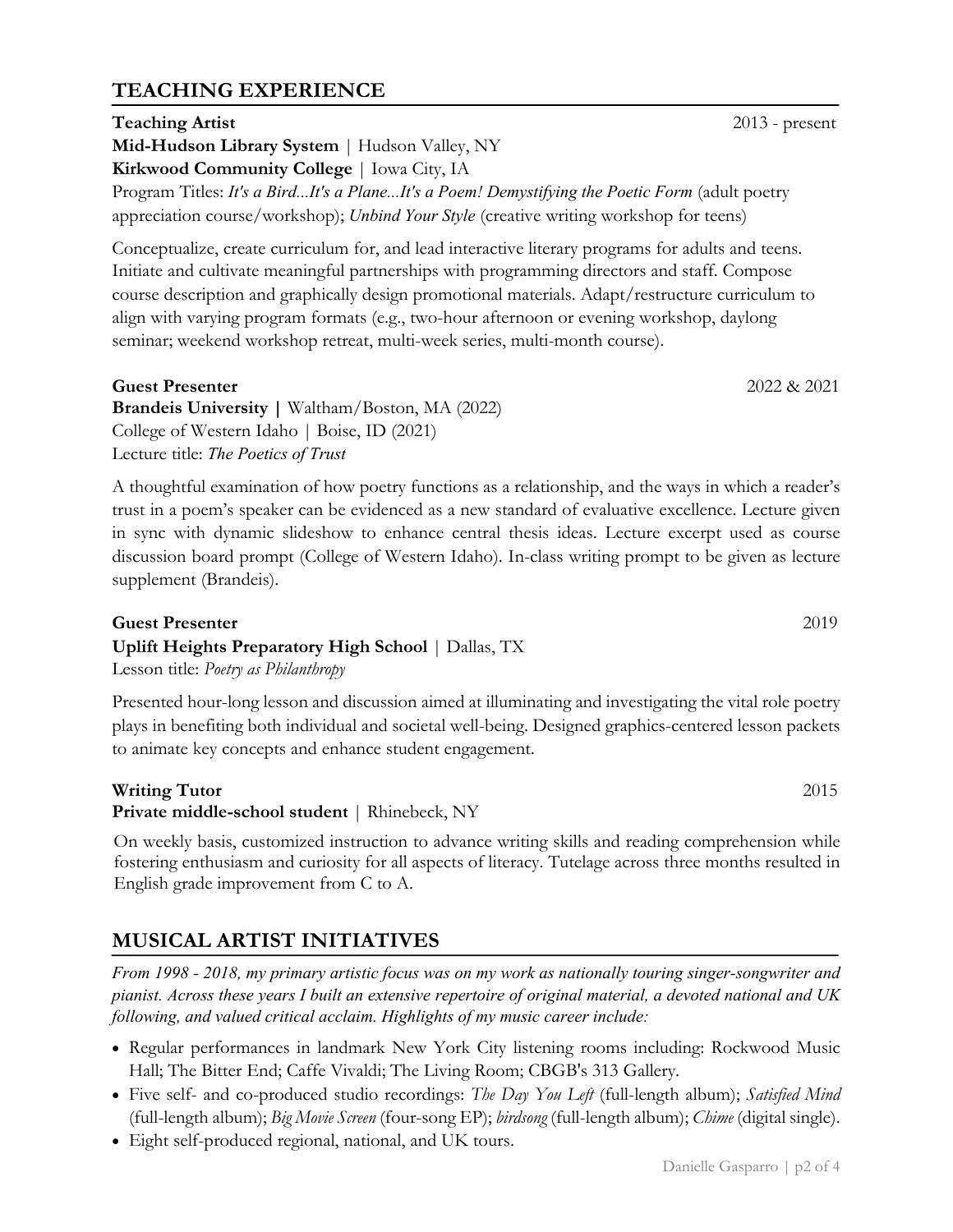## TEACHING EXPERIENCE

**Teaching Artist** 2013 - present
**Mid-Hudson Library System** | Hudson Valley, NY
**Kirkwood Community College** | Iowa City, IA
Program Titles: ***It's a Bird...It's a Plane...It's a Poem! Demystifying the Poetic Form*** (adult poetry appreciation course/workshop); ***Unbind Your Style*** (creative writing workshop for teens)

Conceptualize, create curriculum for, and lead interactive literary programs for adults and teens. Initiate and cultivate meaningful partnerships with programming directors and staff. Compose course description and graphically design promotional materials. Adapt/restructure curriculum to align with varying program formats (e.g., two-hour afternoon or evening workshop, daylong seminar; weekend workshop retreat, multi-week series, multi-month course).

**Guest Presenter** 2022 & 2021
**Brandeis University |** Waltham/Boston, MA (2022)
College of Western Idaho | Boise, ID (2021)
Lecture title: *The Poetics of Trust*

A thoughtful examination of how poetry functions as a relationship, and the ways in which a reader's trust in a poem's speaker can be evidenced as a new standard of evaluative excellence. Lecture given in sync with dynamic slideshow to enhance central thesis ideas. Lecture excerpt used as course discussion board prompt (College of Western Idaho). In-class writing prompt to be given as lecture supplement (Brandeis).

**Guest Presenter** 2019
**Uplift Heights Preparatory High School** | Dallas, TX
Lesson title: *Poetry as Philanthropy*

Presented hour-long lesson and discussion aimed at illuminating and investigating the vital role poetry plays in benefiting both individual and societal well-being. Designed graphics-centered lesson packets to animate key concepts and enhance student engagement.

**Writing Tutor** 2015
**Private middle-school student** | Rhinebeck, NY

On weekly basis, customized instruction to advance writing skills and reading comprehension while fostering enthusiasm and curiosity for all aspects of literacy. Tutelage across three months resulted in English grade improvement from C to A.

## MUSICAL ARTIST INITIATIVES

*From 1998 - 2018, my primary artistic focus was on my work as nationally touring singer-songwriter and pianist. Across these years I built an extensive repertoire of original material, a devoted national and UK following, and valued critical acclaim. Highlights of my music career include:*

- Regular performances in landmark New York City listening rooms including: Rockwood Music Hall; The Bitter End; Caffe Vivaldi; The Living Room; CBGB's 313 Gallery.
- Five self- and co-produced studio recordings: *The Day You Left* (full-length album); *Satisfied Mind* (full-length album); *Big Movie Screen* (four-song EP); *birdsong* (full-length album); *Chime* (digital single).
- Eight self-produced regional, national, and UK tours.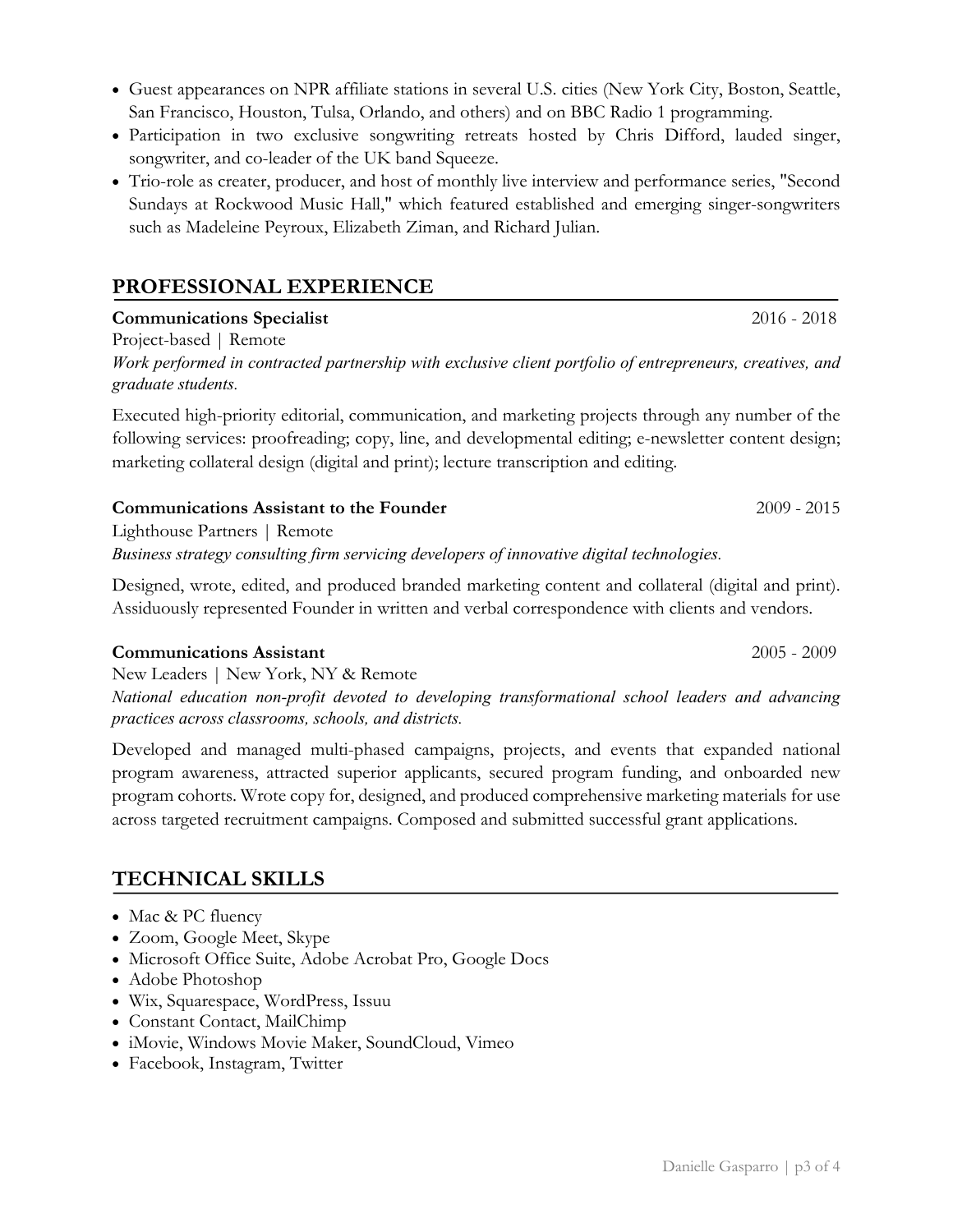- Guest appearances on NPR affiliate stations in several U.S. cities (New York City, Boston, Seattle, San Francisco, Houston, Tulsa, Orlando, and others) and on BBC Radio 1 programming.
- Participation in two exclusive songwriting retreats hosted by Chris Difford, lauded singer, songwriter, and co-leader of the UK band Squeeze.
- Trio-role as creater, producer, and host of monthly live interview and performance series, "Second Sundays at Rockwood Music Hall," which featured established and emerging singer-songwriters such as Madeleine Peyroux, Elizabeth Ziman, and Richard Julian.

## PROFESSIONAL EXPERIENCE

**Communications Specialist** 2016 - 2018

Project-based | Remote

*Work performed in contracted partnership with exclusive client portfolio of entrepreneurs, creatives, and graduate students.*

Executed high-priority editorial, communication, and marketing projects through any number of the following services: proofreading; copy, line, and developmental editing; e-newsletter content design; marketing collateral design (digital and print); lecture transcription and editing.

**Communications Assistant to the Founder** 2009 - 2015

Lighthouse Partners | Remote

*Business strategy consulting firm servicing developers of innovative digital technologies.*

Designed, wrote, edited, and produced branded marketing content and collateral (digital and print). Assiduously represented Founder in written and verbal correspondence with clients and vendors.

**Communications Assistant** 2005 - 2009

New Leaders | New York, NY & Remote

*National education non-profit devoted to developing transformational school leaders and advancing practices across classrooms, schools, and districts.*

Developed and managed multi-phased campaigns, projects, and events that expanded national program awareness, attracted superior applicants, secured program funding, and onboarded new program cohorts. Wrote copy for, designed, and produced comprehensive marketing materials for use across targeted recruitment campaigns. Composed and submitted successful grant applications.

## TECHNICAL SKILLS

- Mac & PC fluency
- Zoom, Google Meet, Skype
- Microsoft Office Suite, Adobe Acrobat Pro, Google Docs
- Adobe Photoshop
- Wix, Squarespace, WordPress, Issuu
- Constant Contact, MailChimp
- iMovie, Windows Movie Maker, SoundCloud, Vimeo
- Facebook, Instagram, Twitter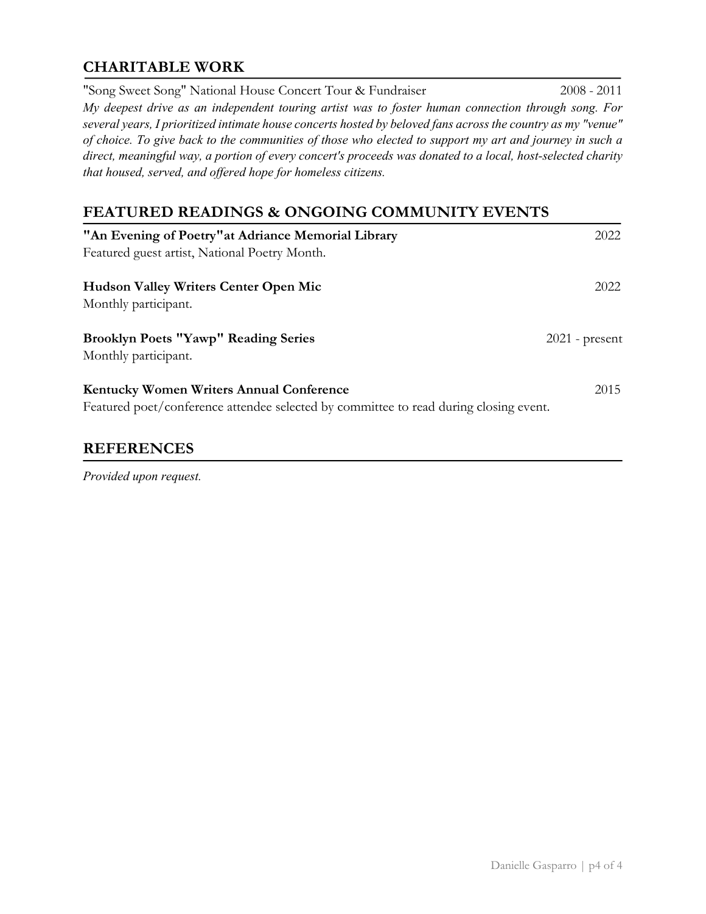## CHARITABLE WORK

"Song Sweet Song" National House Concert Tour & Fundraiser 2008 - 2011

*My deepest drive as an independent touring artist was to foster human connection through song. For several years, I prioritized intimate house concerts hosted by beloved fans across the country as my "venue" of choice. To give back to the communities of those who elected to support my art and journey in such a direct, meaningful way, a portion of every concert's proceeds was donated to a local, host-selected charity that housed, served, and offered hope for homeless citizens.*

## FEATURED READINGS & ONGOING COMMUNITY EVENTS

**"An Evening of Poetry"at Adriance Memorial Library** 2022

Featured guest artist, National Poetry Month.

**Hudson Valley Writers Center Open Mic** 2022

Monthly participant.

**Brooklyn Poets "Yawp" Reading Series** 2021 - present

Monthly participant.

**Kentucky Women Writers Annual Conference** 2015

Featured poet/conference attendee selected by committee to read during closing event.

## REFERENCES

*Provided upon request.*